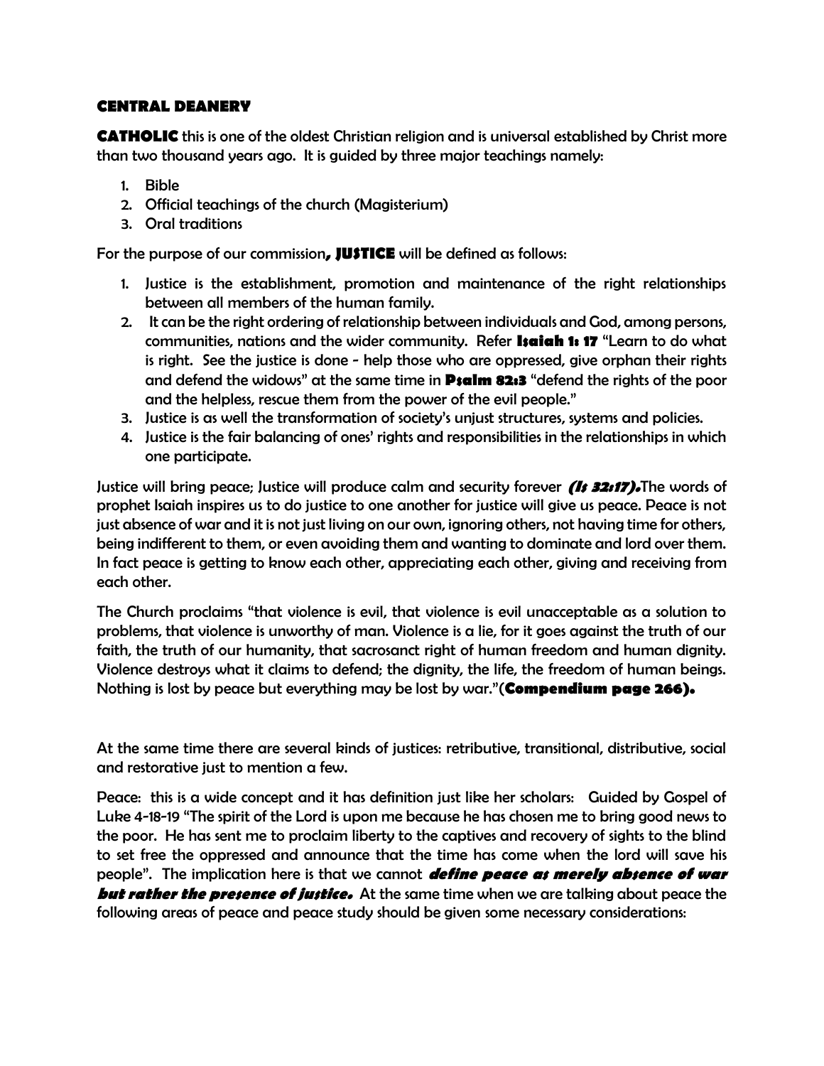## CENTRAL DEANERY

**CATHOLIC** this is one of the oldest Christian religion and is universal established by Christ more than two thousand years ago. It is guided by three major teachings namely:

1. Bible
2. Official teachings of the church (Magisterium)
3. Oral traditions

For the purpose of our commission**, JUSTICE** will be defined as follows:

1. Justice is the establishment, promotion and maintenance of the right relationships between all members of the human family.
2. It can be the right ordering of relationship between individuals and God, among persons, communities, nations and the wider community. Refer **Isaiah 1: 17** "Learn to do what is right. See the justice is done - help those who are oppressed, give orphan their rights and defend the widows" at the same time in **Psalm 82:3** "defend the rights of the poor and the helpless, rescue them from the power of the evil people."
3. Justice is as well the transformation of society's unjust structures, systems and policies.
4. Justice is the fair balancing of ones' rights and responsibilities in the relationships in which one participate.

Justice will bring peace; Justice will produce calm and security forever ***(Is 32:17).***The words of prophet Isaiah inspires us to do justice to one another for justice will give us peace. Peace is not just absence of war and it is not just living on our own, ignoring others, not having time for others, being indifferent to them, or even avoiding them and wanting to dominate and lord over them. In fact peace is getting to know each other, appreciating each other, giving and receiving from each other.

The Church proclaims "that violence is evil, that violence is evil unacceptable as a solution to problems, that violence is unworthy of man. Violence is a lie, for it goes against the truth of our faith, the truth of our humanity, that sacrosanct right of human freedom and human dignity. Violence destroys what it claims to defend; the dignity, the life, the freedom of human beings. Nothing is lost by peace but everything may be lost by war."(**Compendium page 266).**

At the same time there are several kinds of justices: retributive, transitional, distributive, social and restorative just to mention a few.

Peace: this is a wide concept and it has definition just like her scholars: Guided by Gospel of Luke 4-18-19 "The spirit of the Lord is upon me because he has chosen me to bring good news to the poor. He has sent me to proclaim liberty to the captives and recovery of sights to the blind to set free the oppressed and announce that the time has come when the lord will save his people". The implication here is that we cannot ***define peace as merely absence of war but rather the presence of justice.*** At the same time when we are talking about peace the following areas of peace and peace study should be given some necessary considerations: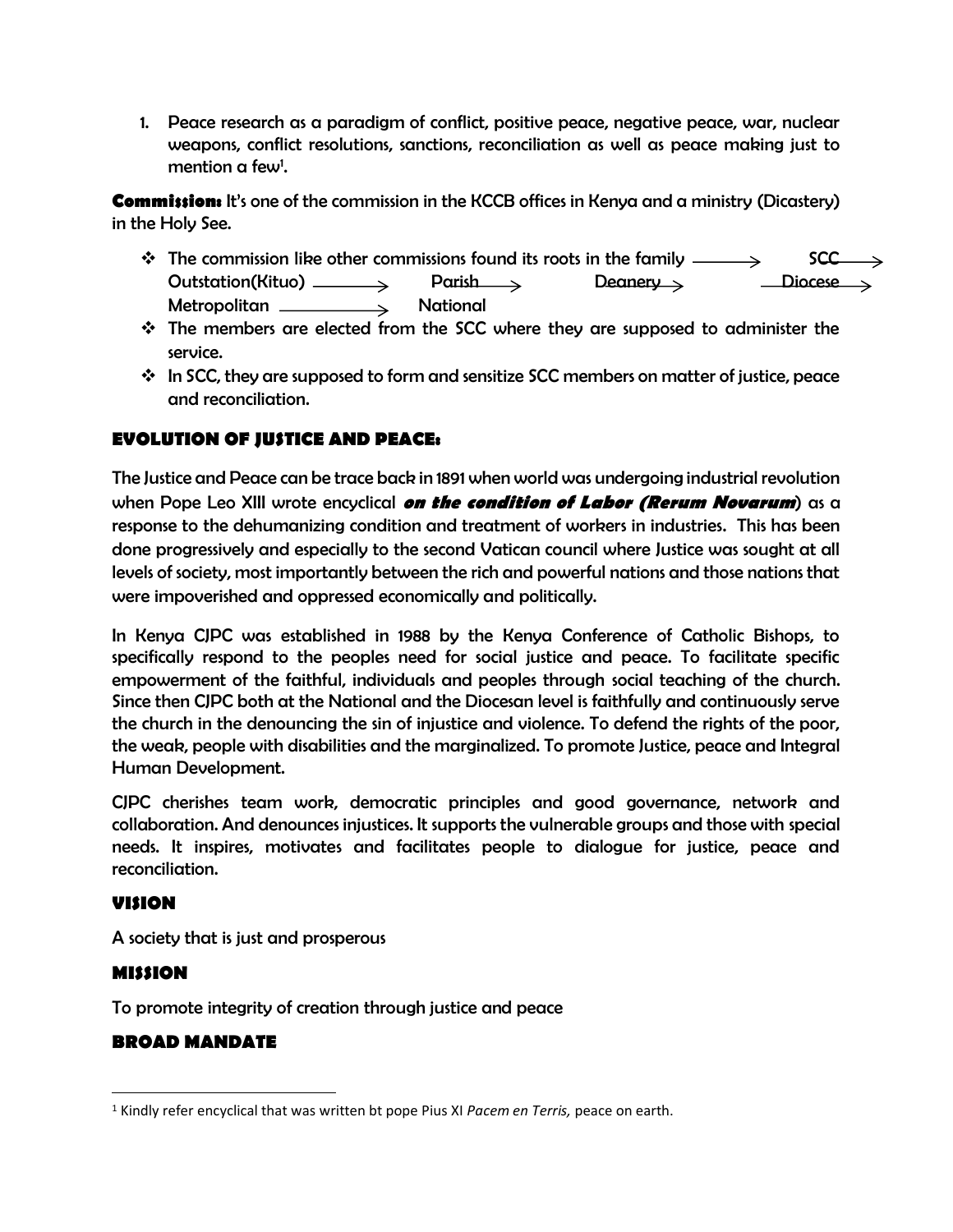1. Peace research as a paradigm of conflict, positive peace, negative peace, war, nuclear weapons, conflict resolutions, sanctions, reconciliation as well as peace making just to mention a few[1].

**Commission:** It's one of the commission in the KCCB offices in Kenya and a ministry (Dicastery) in the Holy See.

- The commission like other commissions found its roots in the family ⟶ SCC ⟶ Outstation(Kituo) ⟶ Parish ⟶ Deanery ⟶ Diocese ⟶ Metropolitan ⟶ National
- The members are elected from the SCC where they are supposed to administer the service.
- In SCC, they are supposed to form and sensitize SCC members on matter of justice, peace and reconciliation.

## EVOLUTION OF JUSTICE AND PEACE:

The Justice and Peace can be trace back in 1891 when world was undergoing industrial revolution when Pope Leo XIII wrote encyclical ***on the condition of Labor (Rerum Novarum)*** as a response to the dehumanizing condition and treatment of workers in industries. This has been done progressively and especially to the second Vatican council where Justice was sought at all levels of society, most importantly between the rich and powerful nations and those nations that were impoverished and oppressed economically and politically.

In Kenya CJPC was established in 1988 by the Kenya Conference of Catholic Bishops, to specifically respond to the peoples need for social justice and peace. To facilitate specific empowerment of the faithful, individuals and peoples through social teaching of the church. Since then CJPC both at the National and the Diocesan level is faithfully and continuously serve the church in the denouncing the sin of injustice and violence. To defend the rights of the poor, the weak, people with disabilities and the marginalized. To promote Justice, peace and Integral Human Development.

CJPC cherishes team work, democratic principles and good governance, network and collaboration. And denounces injustices. It supports the vulnerable groups and those with special needs. It inspires, motivates and facilitates people to dialogue for justice, peace and reconciliation.

## VISION

A society that is just and prosperous

## MISSION

To promote integrity of creation through justice and peace

## BROAD MANDATE

---

[1] Kindly refer encyclical that was written bt pope Pius XI *Pacem en Terris,* peace on earth.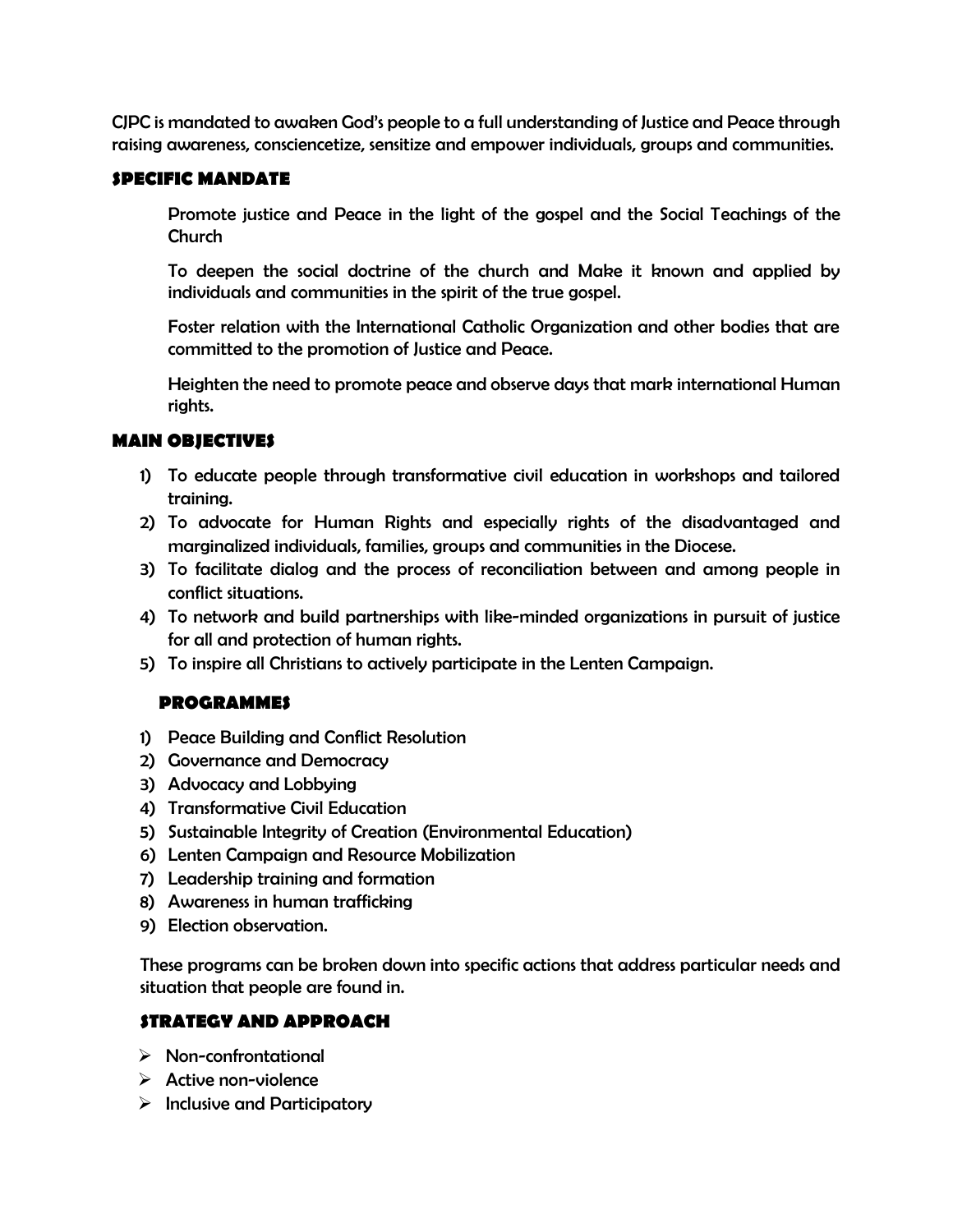CJPC is mandated to awaken God's people to a full understanding of Justice and Peace through raising awareness, consciencetize, sensitize and empower individuals, groups and communities.

## SPECIFIC MANDATE

Promote justice and Peace in the light of the gospel and the Social Teachings of the Church

To deepen the social doctrine of the church and Make it known and applied by individuals and communities in the spirit of the true gospel.

Foster relation with the International Catholic Organization and other bodies that are committed to the promotion of Justice and Peace.

Heighten the need to promote peace and observe days that mark international Human rights.

## MAIN OBJECTIVES

1) To educate people through transformative civil education in workshops and tailored training.
2) To advocate for Human Rights and especially rights of the disadvantaged and marginalized individuals, families, groups and communities in the Diocese.
3) To facilitate dialog and the process of reconciliation between and among people in conflict situations.
4) To network and build partnerships with like-minded organizations in pursuit of justice for all and protection of human rights.
5) To inspire all Christians to actively participate in the Lenten Campaign.

## PROGRAMMES

1) Peace Building and Conflict Resolution
2) Governance and Democracy
3) Advocacy and Lobbying
4) Transformative Civil Education
5) Sustainable Integrity of Creation (Environmental Education)
6) Lenten Campaign and Resource Mobilization
7) Leadership training and formation
8) Awareness in human trafficking
9) Election observation.

These programs can be broken down into specific actions that address particular needs and situation that people are found in.

## STRATEGY AND APPROACH

- Non-confrontational
- Active non-violence
- Inclusive and Participatory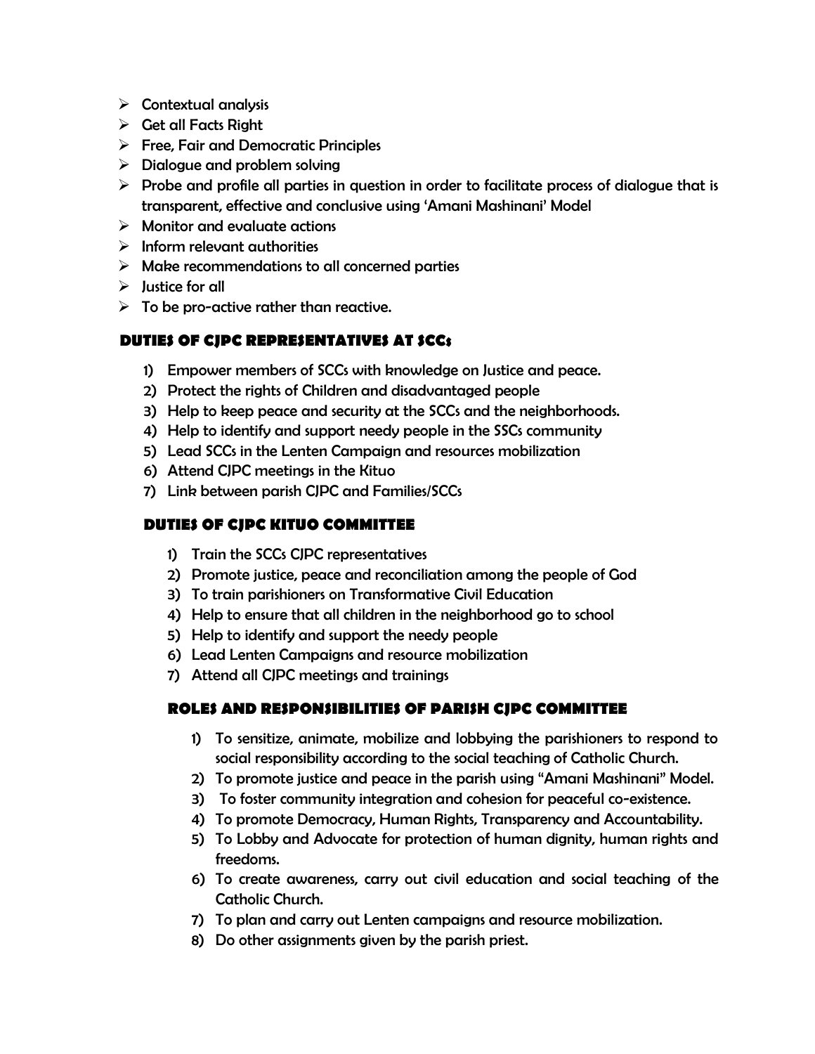- Contextual analysis
- Get all Facts Right
- Free, Fair and Democratic Principles
- Dialogue and problem solving
- Probe and profile all parties in question in order to facilitate process of dialogue that is transparent, effective and conclusive using 'Amani Mashinani' Model
- Monitor and evaluate actions
- Inform relevant authorities
- Make recommendations to all concerned parties
- Justice for all
- To be pro-active rather than reactive.

### DUTIES OF CJPC REPRESENTATIVES AT SCCs

1) Empower members of SCCs with knowledge on Justice and peace.
2) Protect the rights of Children and disadvantaged people
3) Help to keep peace and security at the SCCs and the neighborhoods.
4) Help to identify and support needy people in the SSCs community
5) Lead SCCs in the Lenten Campaign and resources mobilization
6) Attend CJPC meetings in the Kituo
7) Link between parish CJPC and Families/SCCs

### DUTIES OF CJPC KITUO COMMITTEE

1) Train the SCCs CJPC representatives
2) Promote justice, peace and reconciliation among the people of God
3) To train parishioners on Transformative Civil Education
4) Help to ensure that all children in the neighborhood go to school
5) Help to identify and support the needy people
6) Lead Lenten Campaigns and resource mobilization
7) Attend all CJPC meetings and trainings

### ROLES AND RESPONSIBILITIES OF PARISH CJPC COMMITTEE

1) To sensitize, animate, mobilize and lobbying the parishioners to respond to social responsibility according to the social teaching of Catholic Church.
2) To promote justice and peace in the parish using "Amani Mashinani" Model.
3) To foster community integration and cohesion for peaceful co-existence.
4) To promote Democracy, Human Rights, Transparency and Accountability.
5) To Lobby and Advocate for protection of human dignity, human rights and freedoms.
6) To create awareness, carry out civil education and social teaching of the Catholic Church.
7) To plan and carry out Lenten campaigns and resource mobilization.
8) Do other assignments given by the parish priest.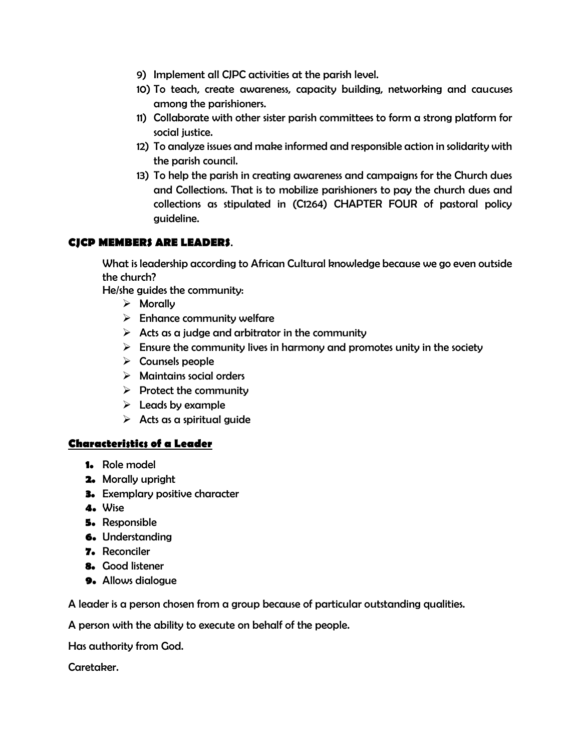9) Implement all CJPC activities at the parish level.
10) To teach, create awareness, capacity building, networking and caucuses among the parishioners.
11) Collaborate with other sister parish committees to form a strong platform for social justice.
12) To analyze issues and make informed and responsible action in solidarity with the parish council.
13) To help the parish in creating awareness and campaigns for the Church dues and Collections. That is to mobilize parishioners to pay the church dues and collections as stipulated in (C1264) CHAPTER FOUR of pastoral policy guideline.

**CJCP MEMBERS ARE LEADERS**.

What is leadership according to African Cultural knowledge because we go even outside the church?

He/she guides the community:

- Morally
- Enhance community welfare
- Acts as a judge and arbitrator in the community
- Ensure the community lives in harmony and promotes unity in the society
- Counsels people
- Maintains social orders
- Protect the community
- Leads by example
- Acts as a spiritual guide

**Characteristics of a Leader**

1. Role model
2. Morally upright
3. Exemplary positive character
4. Wise
5. Responsible
6. Understanding
7. Reconciler
8. Good listener
9. Allows dialogue

A leader is a person chosen from a group because of particular outstanding qualities.

A person with the ability to execute on behalf of the people.

Has authority from God.

Caretaker.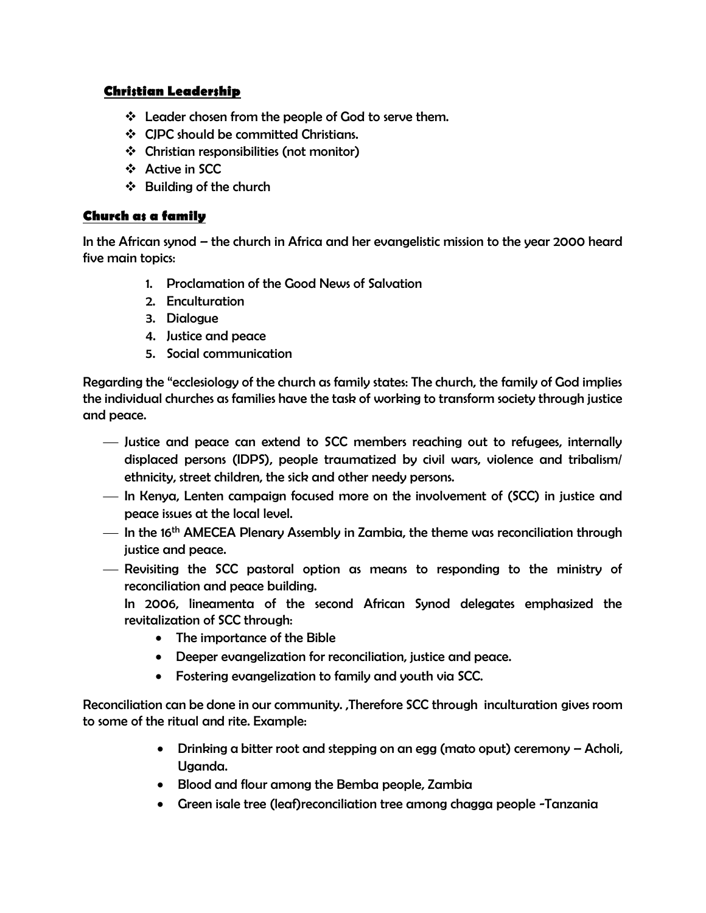## Christian Leadership

- Leader chosen from the people of God to serve them.
- CJPC should be committed Christians.
- Christian responsibilities (not monitor)
- Active in SCC
- Building of the church

## Church as a family

In the African synod – the church in Africa and her evangelistic mission to the year 2000 heard five main topics:

1. Proclamation of the Good News of Salvation
2. Enculturation
3. Dialogue
4. Justice and peace
5. Social communication

Regarding the "ecclesiology of the church as family states: The church, the family of God implies the individual churches as families have the task of working to transform society through justice and peace.

- Justice and peace can extend to SCC members reaching out to refugees, internally displaced persons (IDPS), people traumatized by civil wars, violence and tribalism/ ethnicity, street children, the sick and other needy persons.
- In Kenya, Lenten campaign focused more on the involvement of (SCC) in justice and peace issues at the local level.
- In the 16th AMECEA Plenary Assembly in Zambia, the theme was reconciliation through justice and peace.
- Revisiting the SCC pastoral option as means to responding to the ministry of reconciliation and peace building.

  In 2006, lineamenta of the second African Synod delegates emphasized the revitalization of SCC through:
  - The importance of the Bible
  - Deeper evangelization for reconciliation, justice and peace.
  - Fostering evangelization to family and youth via SCC.

Reconciliation can be done in our community. ,Therefore SCC through inculturation gives room to some of the ritual and rite. Example:

- Drinking a bitter root and stepping on an egg (mato oput) ceremony – Acholi, Uganda.
- Blood and flour among the Bemba people, Zambia
- Green isale tree (leaf)reconciliation tree among chagga people -Tanzania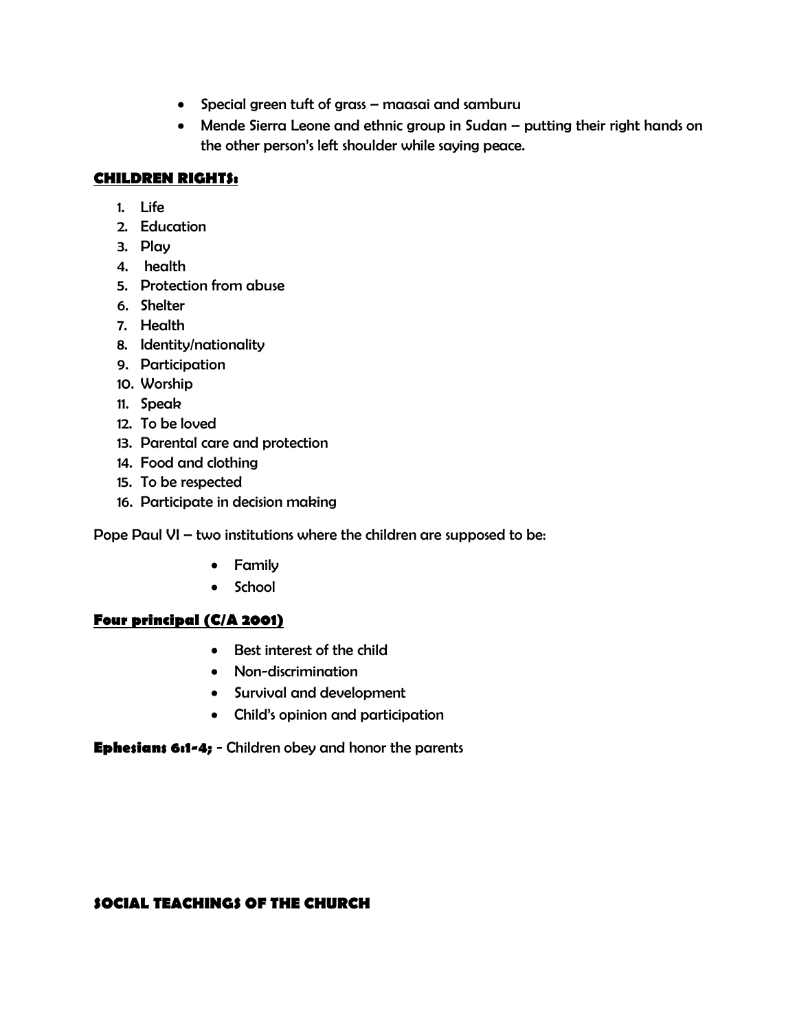- Special green tuft of grass – maasai and samburu
- Mende Sierra Leone and ethnic group in Sudan – putting their right hands on the other person's left shoulder while saying peace.

## CHILDREN RIGHTS:

1. Life
2. Education
3. Play
4. health
5. Protection from abuse
6. Shelter
7. Health
8. Identity/nationality
9. Participation
10. Worship
11. Speak
12. To be loved
13. Parental care and protection
14. Food and clothing
15. To be respected
16. Participate in decision making

Pope Paul VI – two institutions where the children are supposed to be:

- Family
- School

## Four principal (C/A 2001)

- Best interest of the child
- Non-discrimination
- Survival and development
- Child's opinion and participation

**Ephesians 6:1-4;** - Children obey and honor the parents

## SOCIAL TEACHINGS OF THE CHURCH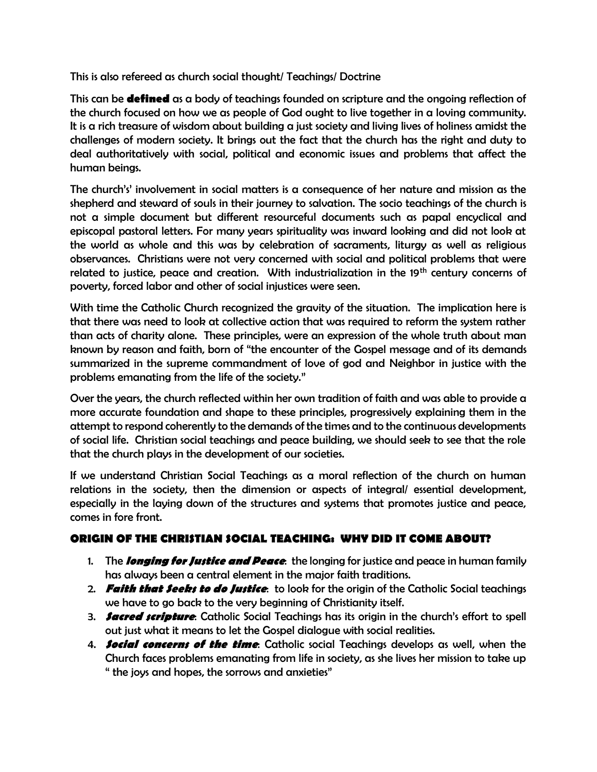This is also refereed as church social thought/ Teachings/ Doctrine

This can be **defined** as a body of teachings founded on scripture and the ongoing reflection of the church focused on how we as people of God ought to live together in a loving community. It is a rich treasure of wisdom about building a just society and living lives of holiness amidst the challenges of modern society. It brings out the fact that the church has the right and duty to deal authoritatively with social, political and economic issues and problems that affect the human beings.

The church's' involvement in social matters is a consequence of her nature and mission as the shepherd and steward of souls in their journey to salvation. The socio teachings of the church is not a simple document but different resourceful documents such as papal encyclical and episcopal pastoral letters. For many years spirituality was inward looking and did not look at the world as whole and this was by celebration of sacraments, liturgy as well as religious observances. Christians were not very concerned with social and political problems that were related to justice, peace and creation. With industrialization in the 19th century concerns of poverty, forced labor and other of social injustices were seen.

With time the Catholic Church recognized the gravity of the situation. The implication here is that there was need to look at collective action that was required to reform the system rather than acts of charity alone. These principles, were an expression of the whole truth about man known by reason and faith, born of "the encounter of the Gospel message and of its demands summarized in the supreme commandment of love of god and Neighbor in justice with the problems emanating from the life of the society."

Over the years, the church reflected within her own tradition of faith and was able to provide a more accurate foundation and shape to these principles, progressively explaining them in the attempt to respond coherently to the demands of the times and to the continuous developments of social life. Christian social teachings and peace building, we should seek to see that the role that the church plays in the development of our societies.

If we understand Christian Social Teachings as a moral reflection of the church on human relations in the society, then the dimension or aspects of integral/ essential development, especially in the laying down of the structures and systems that promotes justice and peace, comes in fore front.

## ORIGIN OF THE CHRISTIAN SOCIAL TEACHING: WHY DID IT COME ABOUT?

1. The ***longing for Justice and Peace***: the longing for justice and peace in human family has always been a central element in the major faith traditions.
2. ***Faith that Seeks to do Justice***: to look for the origin of the Catholic Social teachings we have to go back to the very beginning of Christianity itself.
3. ***Sacred scripture***: Catholic Social Teachings has its origin in the church's effort to spell out just what it means to let the Gospel dialogue with social realities.
4. ***Social concerns of the time***: Catholic social Teachings develops as well, when the Church faces problems emanating from life in society, as she lives her mission to take up " the joys and hopes, the sorrows and anxieties"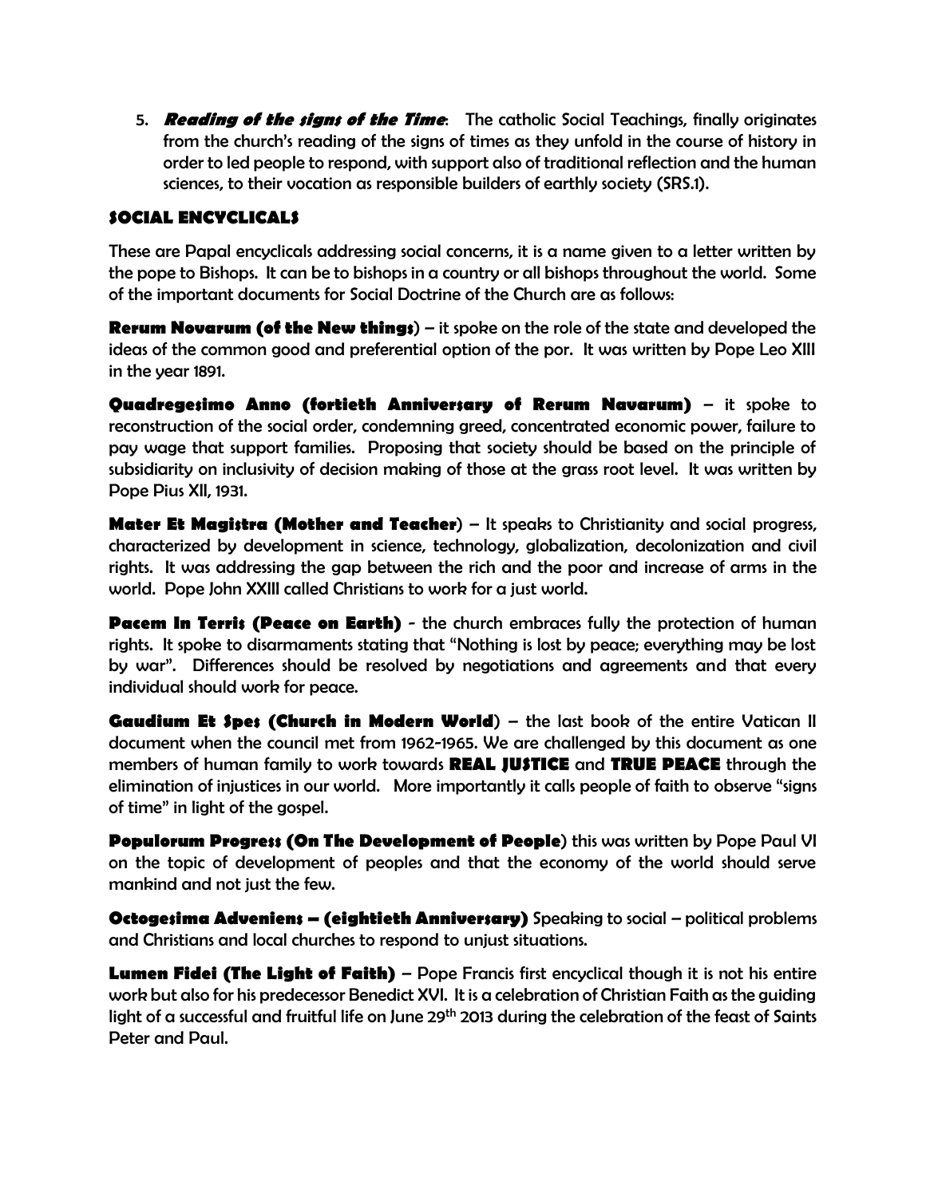5. ***Reading of the signs of the Time***: The catholic Social Teachings, finally originates from the church's reading of the signs of times as they unfold in the course of history in order to led people to respond, with support also of traditional reflection and the human sciences, to their vocation as responsible builders of earthly society (SRS.1).

## SOCIAL ENCYCLICALS

These are Papal encyclicals addressing social concerns, it is a name given to a letter written by the pope to Bishops. It can be to bishops in a country or all bishops throughout the world. Some of the important documents for Social Doctrine of the Church are as follows:

**Rerum Novarum (of the New things**) – it spoke on the role of the state and developed the ideas of the common good and preferential option of the por. It was written by Pope Leo XIII in the year 1891.

**Quadregesimo Anno (fortieth Anniversary of Rerum Navarum)** – it spoke to reconstruction of the social order, condemning greed, concentrated economic power, failure to pay wage that support families. Proposing that society should be based on the principle of subsidiarity on inclusivity of decision making of those at the grass root level. It was written by Pope Pius XII, 1931.

**Mater Et Magistra (Mother and Teacher**) – It speaks to Christianity and social progress, characterized by development in science, technology, globalization, decolonization and civil rights. It was addressing the gap between the rich and the poor and increase of arms in the world. Pope John XXIII called Christians to work for a just world.

**Pacem In Terris (Peace on Earth)** - the church embraces fully the protection of human rights. It spoke to disarmaments stating that "Nothing is lost by peace; everything may be lost by war". Differences should be resolved by negotiations and agreements and that every individual should work for peace.

**Gaudium Et Spes (Church in Modern World**) – the last book of the entire Vatican II document when the council met from 1962-1965. We are challenged by this document as one members of human family to work towards **REAL JUSTICE** and **TRUE PEACE** through the elimination of injustices in our world. More importantly it calls people of faith to observe "signs of time" in light of the gospel.

**Populorum Progress (On The Development of People**) this was written by Pope Paul VI on the topic of development of peoples and that the economy of the world should serve mankind and not just the few.

**Octogesima Adveniens – (eightieth Anniversary)** Speaking to social – political problems and Christians and local churches to respond to unjust situations.

**Lumen Fidei (The Light of Faith)** – Pope Francis first encyclical though it is not his entire work but also for his predecessor Benedict XVI. It is a celebration of Christian Faith as the guiding light of a successful and fruitful life on June 29th 2013 during the celebration of the feast of Saints Peter and Paul.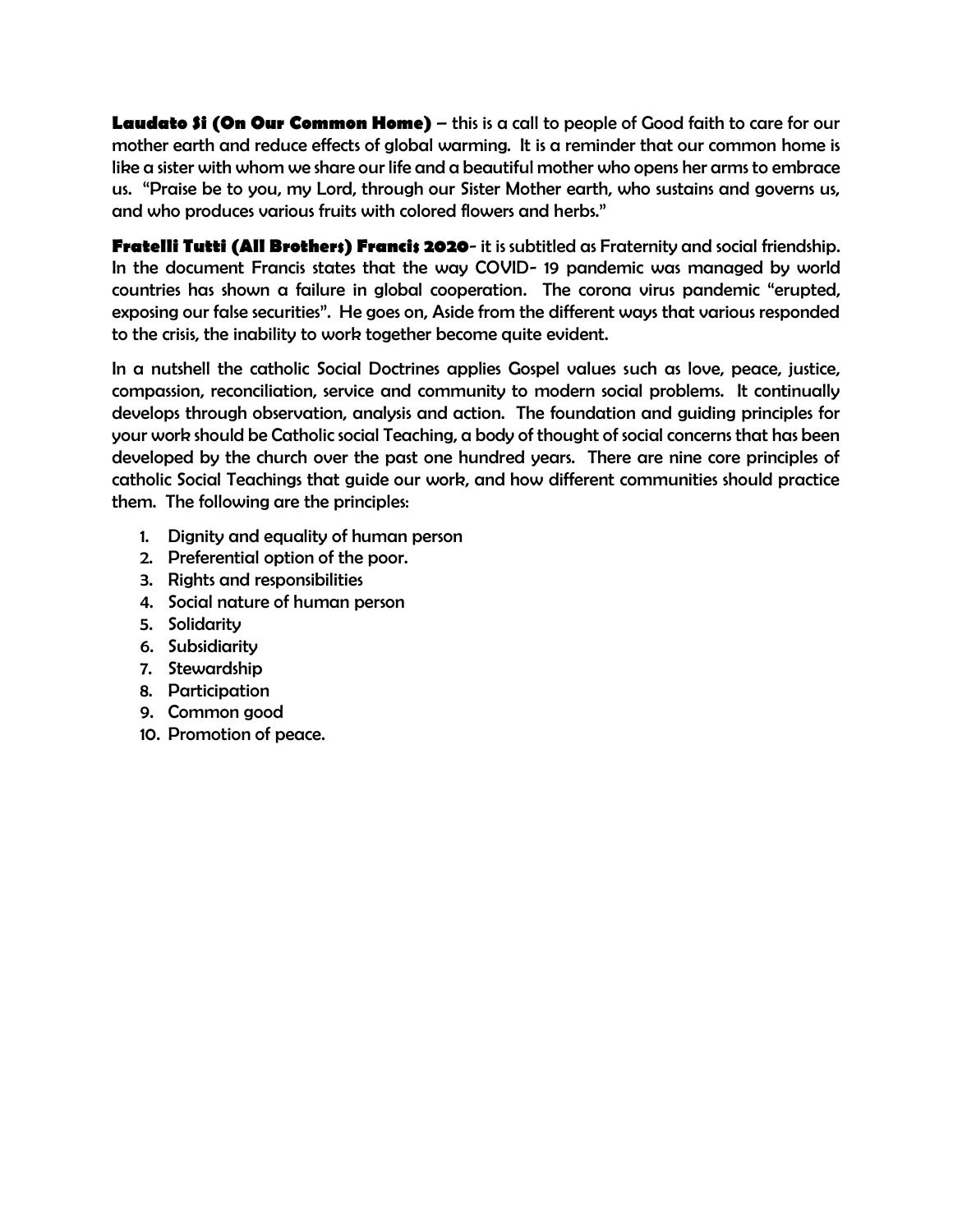**Laudato Si (On Our Common Home)** – this is a call to people of Good faith to care for our mother earth and reduce effects of global warming. It is a reminder that our common home is like a sister with whom we share our life and a beautiful mother who opens her arms to embrace us. "Praise be to you, my Lord, through our Sister Mother earth, who sustains and governs us, and who produces various fruits with colored flowers and herbs."

**Fratelli Tutti (All Brothers) Francis 2020**- it is subtitled as Fraternity and social friendship. In the document Francis states that the way COVID- 19 pandemic was managed by world countries has shown a failure in global cooperation. The corona virus pandemic "erupted, exposing our false securities". He goes on, Aside from the different ways that various responded to the crisis, the inability to work together become quite evident.

In a nutshell the catholic Social Doctrines applies Gospel values such as love, peace, justice, compassion, reconciliation, service and community to modern social problems. It continually develops through observation, analysis and action. The foundation and guiding principles for your work should be Catholic social Teaching, a body of thought of social concerns that has been developed by the church over the past one hundred years. There are nine core principles of catholic Social Teachings that guide our work, and how different communities should practice them. The following are the principles:

1. Dignity and equality of human person
2. Preferential option of the poor.
3. Rights and responsibilities
4. Social nature of human person
5. Solidarity
6. Subsidiarity
7. Stewardship
8. Participation
9. Common good
10. Promotion of peace.